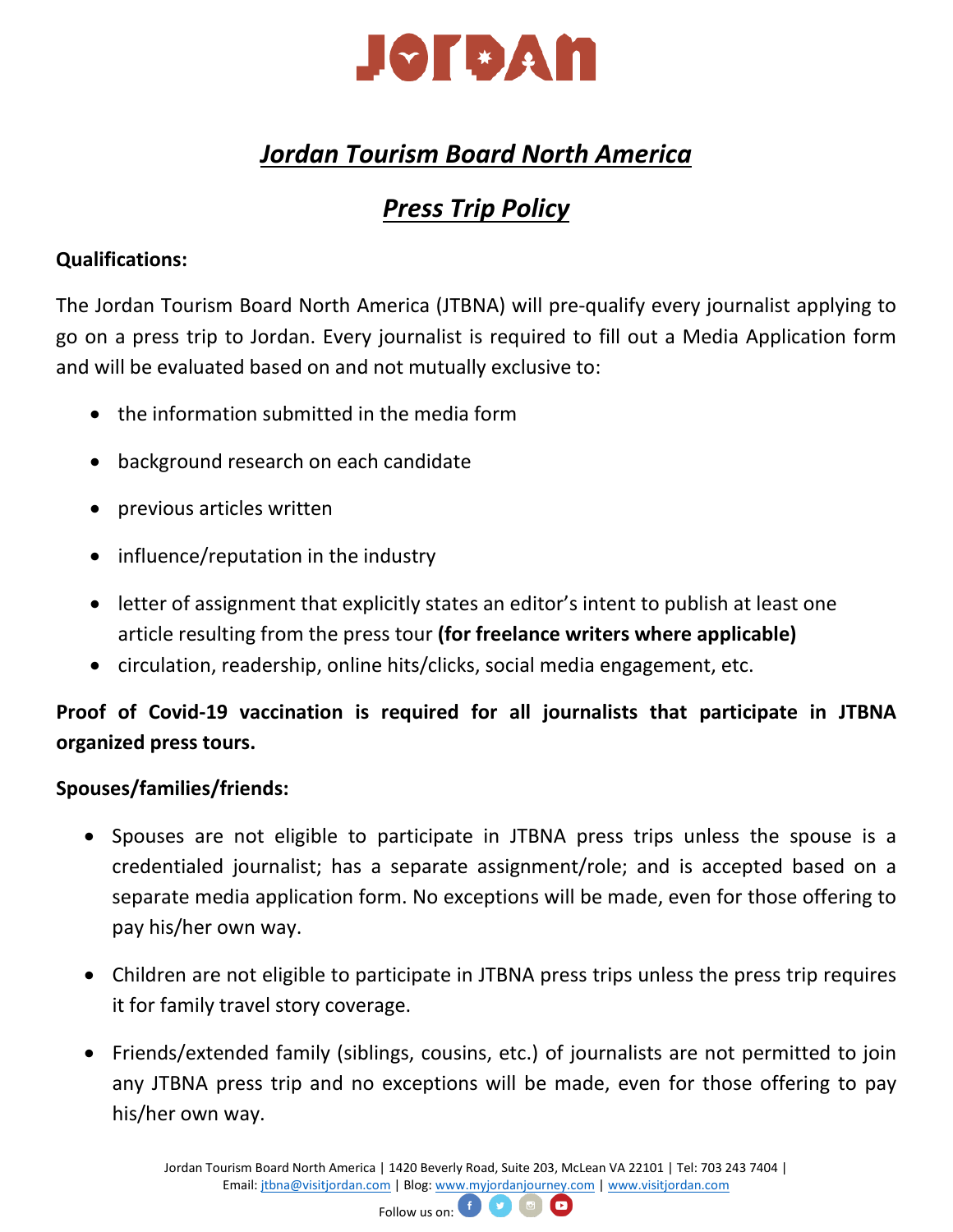# JORDAN

## *Jordan Tourism Board North America*

## *Press Trip Policy*

**Qualifications:**

The Jordan Tourism Board North America (JTBNA) will pre-qualify every journalist applying to go on a press trip to Jordan. Every journalist is required to fill out a Media Application form and will be evaluated based on and not mutually exclusive to:

- the information submitted in the media form
- background research on each candidate
- previous articles written
- influence/reputation in the industry
- letter of assignment that explicitly states an editor's intent to publish at least one article resulting from the press tour **(for freelance writers where applicable)**
- circulation, readership, online hits/clicks, social media engagement, etc.

**Proof of Covid-19 vaccination is required for all journalists that participate in JTBNA organized press tours.**

**Spouses/families/friends:**

- Spouses are not eligible to participate in JTBNA press trips unless the spouse is a credentialed journalist; has a separate assignment/role; and is accepted based on a separate media application form. No exceptions will be made, even for those offering to pay his/her own way.
- Children are not eligible to participate in JTBNA press trips unless the press trip requires it for family travel story coverage.
- Friends/extended family (siblings, cousins, etc.) of journalists are not permitted to join any JTBNA press trip and no exceptions will be made, even for those offering to pay his/her own way.

Jordan Tourism Board North America | 1420 Beverly Road, Suite 203, McLean VA 22101 | Tel: 703 243 7404 | Email: jtbna@visitjordan.com | Blog: www.myjordanjourney.com | www.visitjordan.com

Follow us on: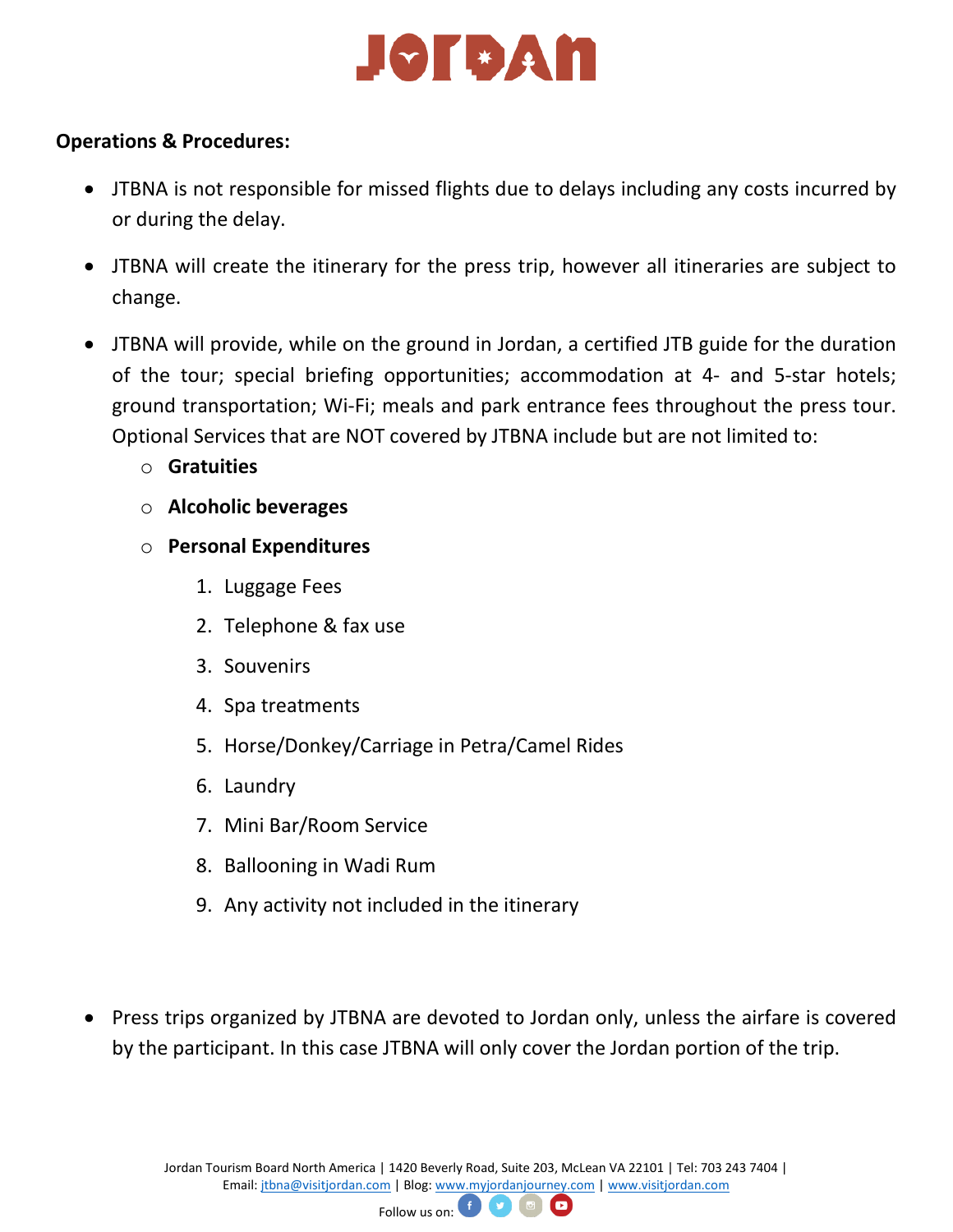**Operations & Procedures:**

- JTBNA is not responsible for missed flights due to delays including any costs incurred by or during the delay.
- JTBNA will create the itinerary for the press trip, however all itineraries are subject to change.
- JTBNA will provide, while on the ground in Jordan, a certified JTB guide for the duration of the tour; special briefing opportunities; accommodation at 4- and 5-star hotels; ground transportation; Wi-Fi; meals and park entrance fees throughout the press tour. Optional Services that are NOT covered by JTBNA include but are not limited to:
  - **Gratuities**
  - **Alcoholic beverages**
  - **Personal Expenditures**
    1. Luggage Fees
    2. Telephone & fax use
    3. Souvenirs
    4. Spa treatments
    5. Horse/Donkey/Carriage in Petra/Camel Rides
    6. Laundry
    7. Mini Bar/Room Service
    8. Ballooning in Wadi Rum
    9. Any activity not included in the itinerary
- Press trips organized by JTBNA are devoted to Jordan only, unless the airfare is covered by the participant. In this case JTBNA will only cover the Jordan portion of the trip.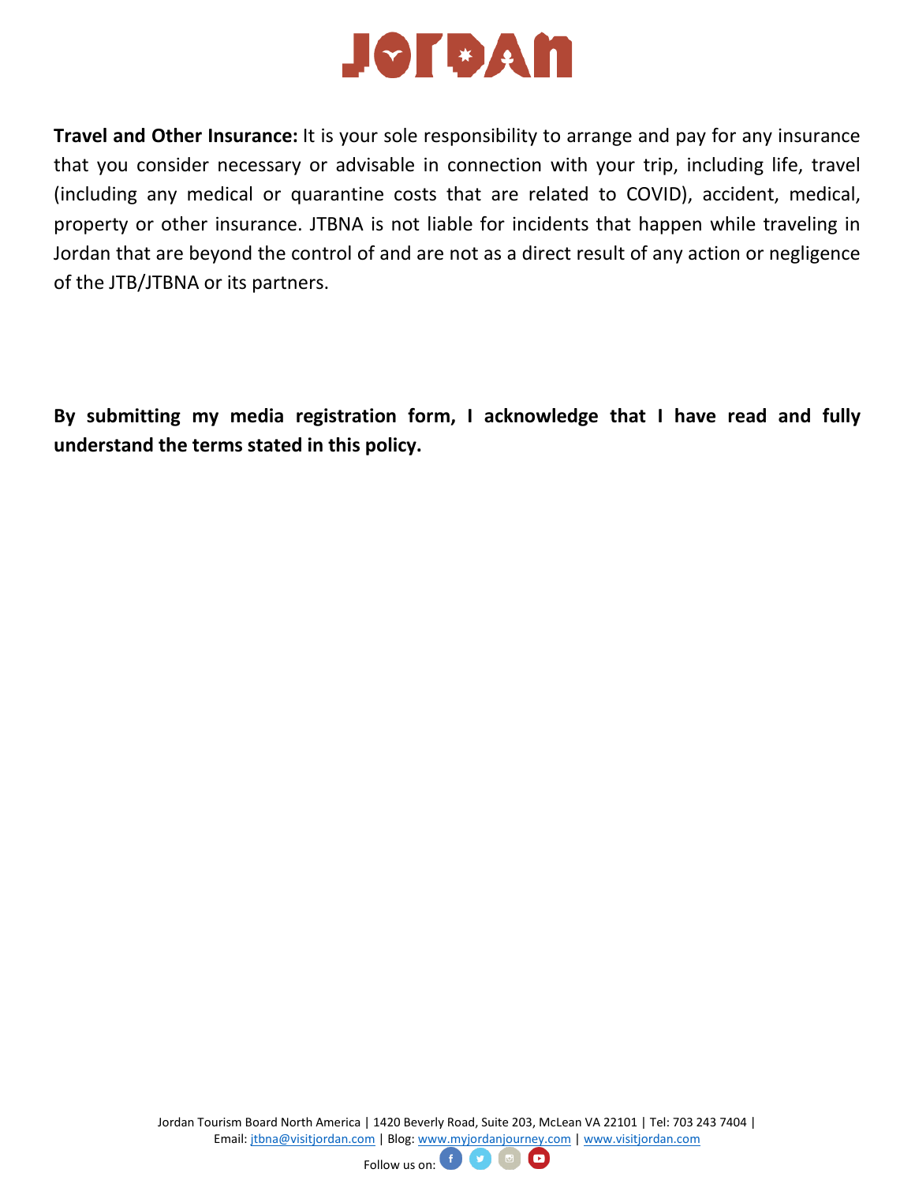**Travel and Other Insurance:** It is your sole responsibility to arrange and pay for any insurance that you consider necessary or advisable in connection with your trip, including life, travel (including any medical or quarantine costs that are related to COVID), accident, medical, property or other insurance. JTBNA is not liable for incidents that happen while traveling in Jordan that are beyond the control of and are not as a direct result of any action or negligence of the JTB/JTBNA or its partners.

**By submitting my media registration form, I acknowledge that I have read and fully understand the terms stated in this policy.**